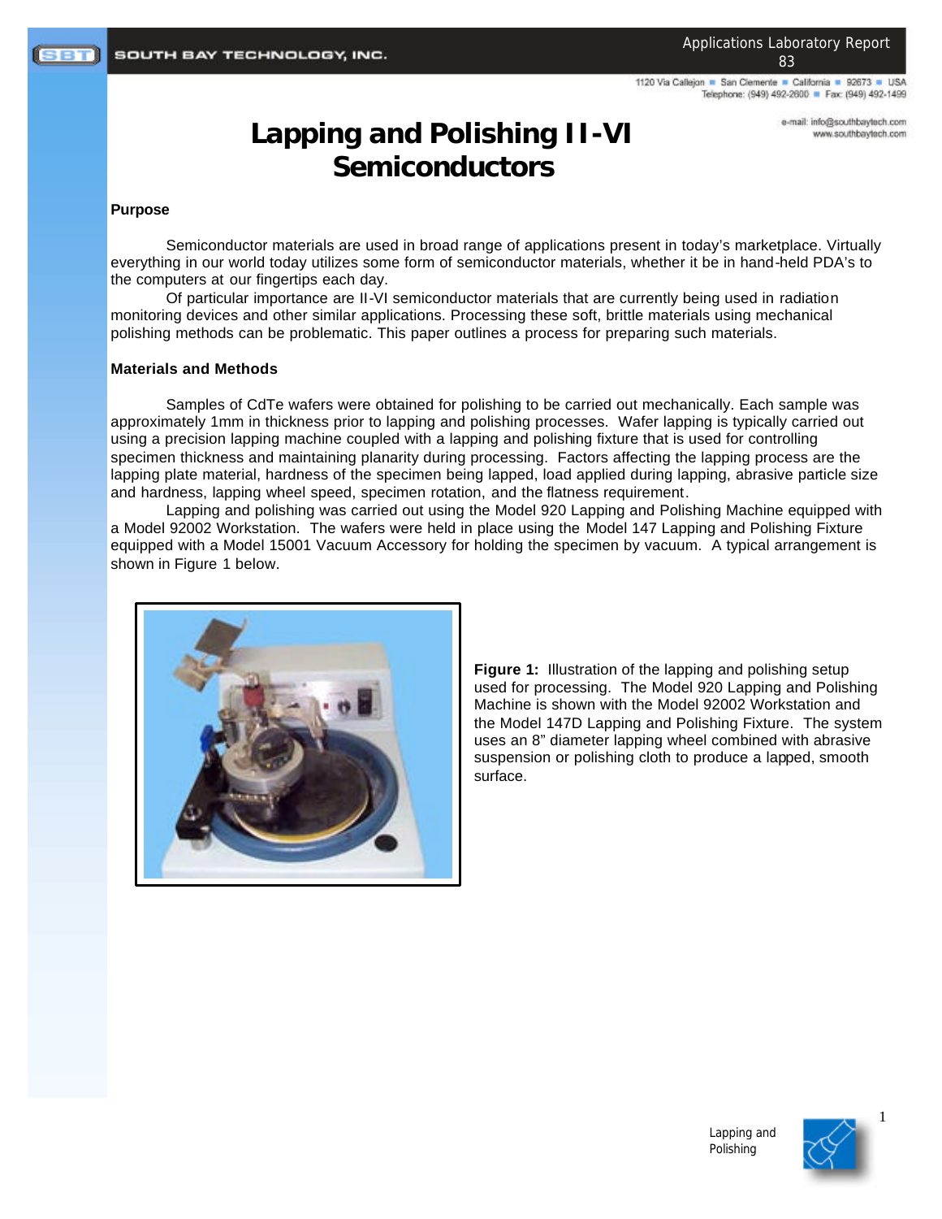# Lapping and Polishing II-VI Semiconductors

### Purpose

Semiconductor materials are used in broad range of applications present in today's marketplace. Virtually everything in our world today utilizes some form of semiconductor materials, whether it be in hand-held PDA's to the computers at our fingertips each day.

Of particular importance are II-VI semiconductor materials that are currently being used in radiation monitoring devices and other similar applications. Processing these soft, brittle materials using mechanical polishing methods can be problematic. This paper outlines a process for preparing such materials.

### Materials and Methods

Samples of CdTe wafers were obtained for polishing to be carried out mechanically. Each sample was approximately 1mm in thickness prior to lapping and polishing processes. Wafer lapping is typically carried out using a precision lapping machine coupled with a lapping and polishing fixture that is used for controlling specimen thickness and maintaining planarity during processing. Factors affecting the lapping process are the lapping plate material, hardness of the specimen being lapped, load applied during lapping, abrasive particle size and hardness, lapping wheel speed, specimen rotation, and the flatness requirement.

Lapping and polishing was carried out using the Model 920 Lapping and Polishing Machine equipped with a Model 92002 Workstation. The wafers were held in place using the Model 147 Lapping and Polishing Fixture equipped with a Model 15001 Vacuum Accessory for holding the specimen by vacuum. A typical arrangement is shown in Figure 1 below.

**Figure 1:** Illustration of the lapping and polishing setup used for processing. The Model 920 Lapping and Polishing Machine is shown with the Model 92002 Workstation and the Model 147D Lapping and Polishing Fixture. The system uses an 8" diameter lapping wheel combined with abrasive suspension or polishing cloth to produce a lapped, smooth surface.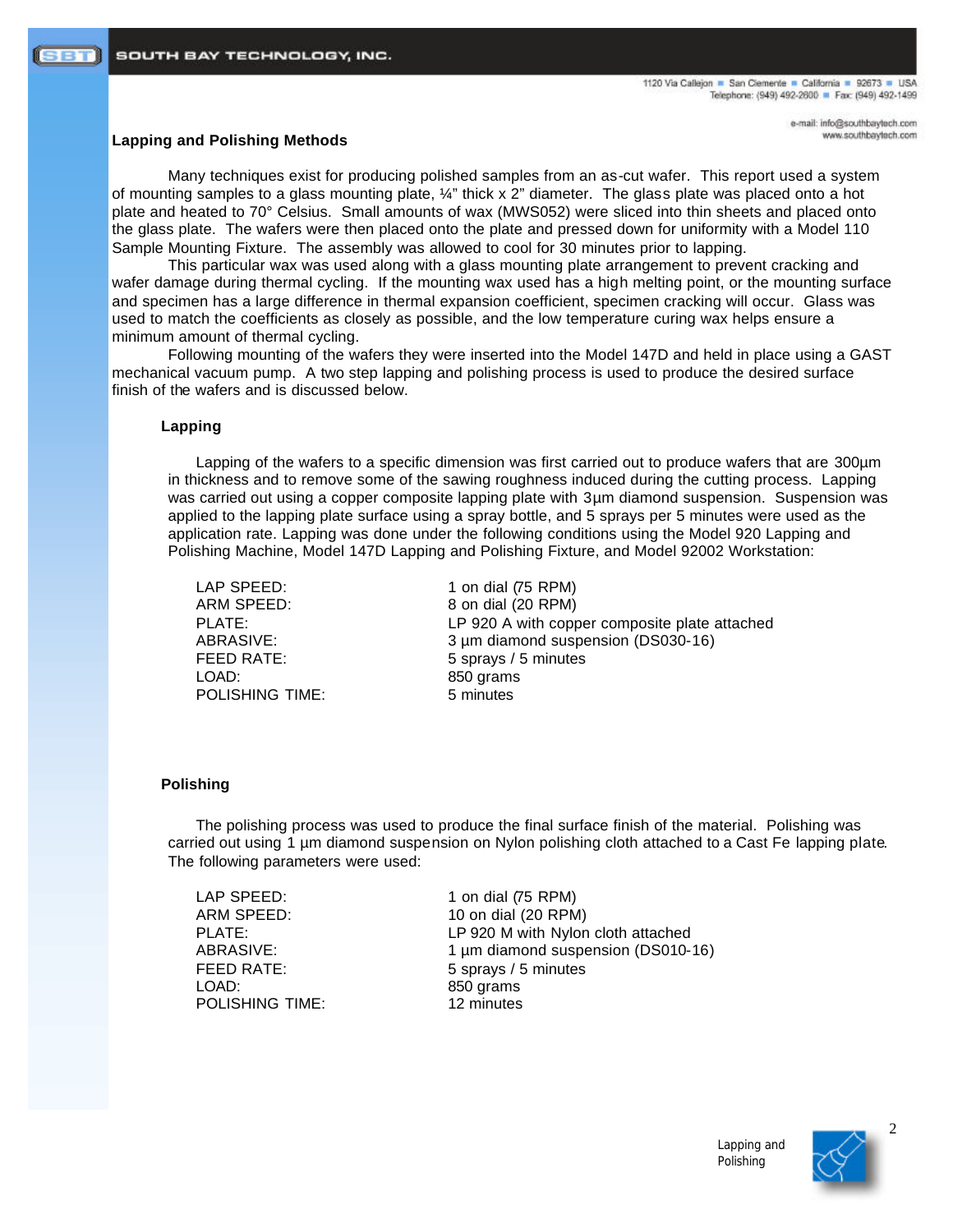## Lapping and Polishing Methods

Many techniques exist for producing polished samples from an as-cut wafer. This report used a system of mounting samples to a glass mounting plate, ¼" thick x 2" diameter. The glass plate was placed onto a hot plate and heated to 70° Celsius. Small amounts of wax (MWS052) were sliced into thin sheets and placed onto the glass plate. The wafers were then placed onto the plate and pressed down for uniformity with a Model 110 Sample Mounting Fixture. The assembly was allowed to cool for 30 minutes prior to lapping.

This particular wax was used along with a glass mounting plate arrangement to prevent cracking and wafer damage during thermal cycling. If the mounting wax used has a high melting point, or the mounting surface and specimen has a large difference in thermal expansion coefficient, specimen cracking will occur. Glass was used to match the coefficients as closely as possible, and the low temperature curing wax helps ensure a minimum amount of thermal cycling.

Following mounting of the wafers they were inserted into the Model 147D and held in place using a GAST mechanical vacuum pump. A two step lapping and polishing process is used to produce the desired surface finish of the wafers and is discussed below.

### Lapping

Lapping of the wafers to a specific dimension was first carried out to produce wafers that are 300µm in thickness and to remove some of the sawing roughness induced during the cutting process. Lapping was carried out using a copper composite lapping plate with 3µm diamond suspension. Suspension was applied to the lapping plate surface using a spray bottle, and 5 sprays per 5 minutes were used as the application rate. Lapping was done under the following conditions using the Model 920 Lapping and Polishing Machine, Model 147D Lapping and Polishing Fixture, and Model 92002 Workstation:

| | |
|---|---|
| LAP SPEED: | 1 on dial (75 RPM) |
| ARM SPEED: | 8 on dial (20 RPM) |
| PLATE: | LP 920 A with copper composite plate attached |
| ABRASIVE: | 3 µm diamond suspension (DS030-16) |
| FEED RATE: | 5 sprays / 5 minutes |
| LOAD: | 850 grams |
| POLISHING TIME: | 5 minutes |

### Polishing

The polishing process was used to produce the final surface finish of the material. Polishing was carried out using 1 µm diamond suspension on Nylon polishing cloth attached to a Cast Fe lapping plate. The following parameters were used:

| | |
|---|---|
| LAP SPEED: | 1 on dial (75 RPM) |
| ARM SPEED: | 10 on dial (20 RPM) |
| PLATE: | LP 920 M with Nylon cloth attached |
| ABRASIVE: | 1 µm diamond suspension (DS010-16) |
| FEED RATE: | 5 sprays / 5 minutes |
| LOAD: | 850 grams |
| POLISHING TIME: | 12 minutes |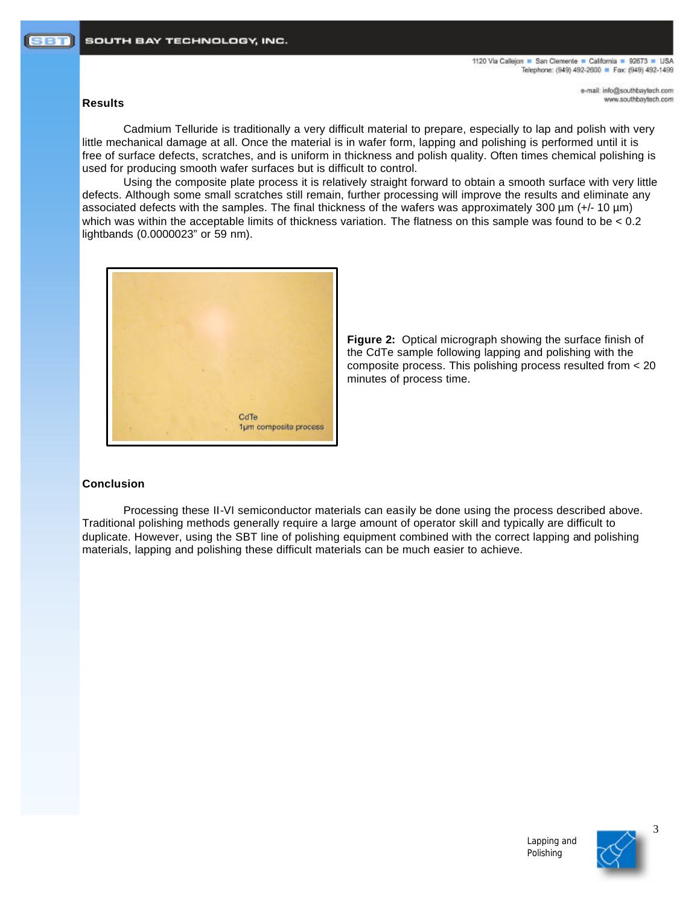## Results

Cadmium Telluride is traditionally a very difficult material to prepare, especially to lap and polish with very little mechanical damage at all. Once the material is in wafer form, lapping and polishing is performed until it is free of surface defects, scratches, and is uniform in thickness and polish quality. Often times chemical polishing is used for producing smooth wafer surfaces but is difficult to control.

Using the composite plate process it is relatively straight forward to obtain a smooth surface with very little defects. Although some small scratches still remain, further processing will improve the results and eliminate any associated defects with the samples. The final thickness of the wafers was approximately 300 µm (+/- 10 µm) which was within the acceptable limits of thickness variation. The flatness on this sample was found to be < 0.2 lightbands (0.0000023" or 59 nm).

**Figure 2:** Optical micrograph showing the surface finish of the CdTe sample following lapping and polishing with the composite process. This polishing process resulted from < 20 minutes of process time.

## Conclusion

Processing these II-VI semiconductor materials can easily be done using the process described above. Traditional polishing methods generally require a large amount of operator skill and typically are difficult to duplicate. However, using the SBT line of polishing equipment combined with the correct lapping and polishing materials, lapping and polishing these difficult materials can be much easier to achieve.